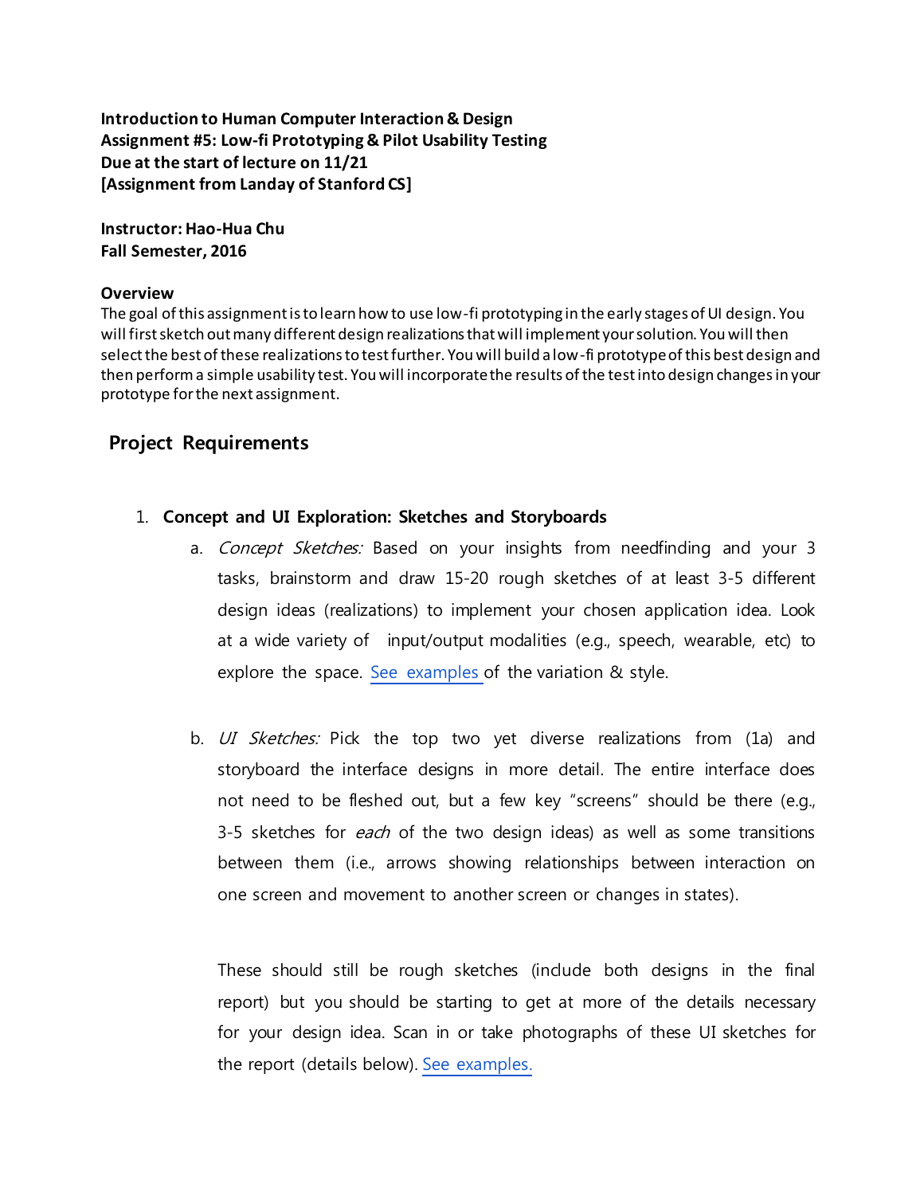**Introduction to Human Computer Interaction & Design**
**Assignment #5: Low-fi Prototyping & Pilot Usability Testing**
**Due at the start of lecture on 11/21**
**[Assignment from Landay of Stanford CS]**

**Instructor: Hao-Hua Chu**
**Fall Semester, 2016**

### Overview

The goal of this assignment is to learn how to use low-fi prototyping in the early stages of UI design. You will first sketch out many different design realizations that will implement your solution. You will then select the best of these realizations to test further. You will build a low-fi prototype of this best design and then perform a simple usability test. You will incorporate the results of the test into design changes in your prototype for the next assignment.

## Project Requirements

1. **Concept and UI Exploration: Sketches and Storyboards**
   a. *Concept Sketches:* Based on your insights from needfinding and your 3 tasks, brainstorm and draw 15-20 rough sketches of at least 3-5 different design ideas (realizations) to implement your chosen application idea. Look at a wide variety of input/output modalities (e.g., speech, wearable, etc) to explore the space. See examples of the variation & style.

   b. *UI Sketches:* Pick the top two yet diverse realizations from (1a) and storyboard the interface designs in more detail. The entire interface does not need to be fleshed out, but a few key "screens" should be there (e.g., 3-5 sketches for *each* of the two design ideas) as well as some transitions between them (i.e., arrows showing relationships between interaction on one screen and movement to another screen or changes in states).

      These should still be rough sketches (include both designs in the final report) but you should be starting to get at more of the details necessary for your design idea. Scan in or take photographs of these UI sketches for the report (details below). See examples.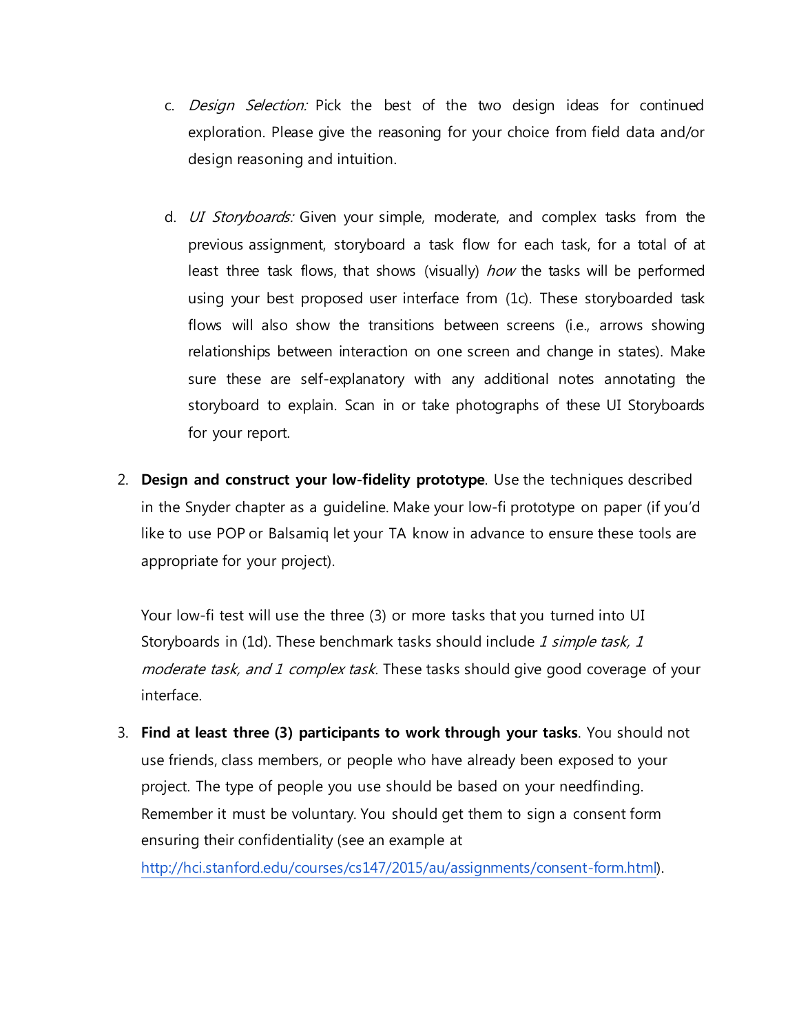c. *Design Selection:* Pick the best of the two design ideas for continued exploration. Please give the reasoning for your choice from field data and/or design reasoning and intuition.

d. *UI Storyboards:* Given your simple, moderate, and complex tasks from the previous assignment, storyboard a task flow for each task, for a total of at least three task flows, that shows (visually) *how* the tasks will be performed using your best proposed user interface from (1c). These storyboarded task flows will also show the transitions between screens (i.e., arrows showing relationships between interaction on one screen and change in states). Make sure these are self-explanatory with any additional notes annotating the storyboard to explain. Scan in or take photographs of these UI Storyboards for your report.

2. **Design and construct your low-fidelity prototype**. Use the techniques described in the Snyder chapter as a guideline. Make your low-fi prototype on paper (if you'd like to use POP or Balsamiq let your TA know in advance to ensure these tools are appropriate for your project).

   Your low-fi test will use the three (3) or more tasks that you turned into UI Storyboards in (1d). These benchmark tasks should include *1 simple task, 1 moderate task, and 1 complex task*. These tasks should give good coverage of your interface.

3. **Find at least three (3) participants to work through your tasks**. You should not use friends, class members, or people who have already been exposed to your project. The type of people you use should be based on your needfinding. Remember it must be voluntary. You should get them to sign a consent form ensuring their confidentiality (see an example at [http://hci.stanford.edu/courses/cs147/2015/au/assignments/consent-form.html](http://hci.stanford.edu/courses/cs147/2015/au/assignments/consent-form.html)).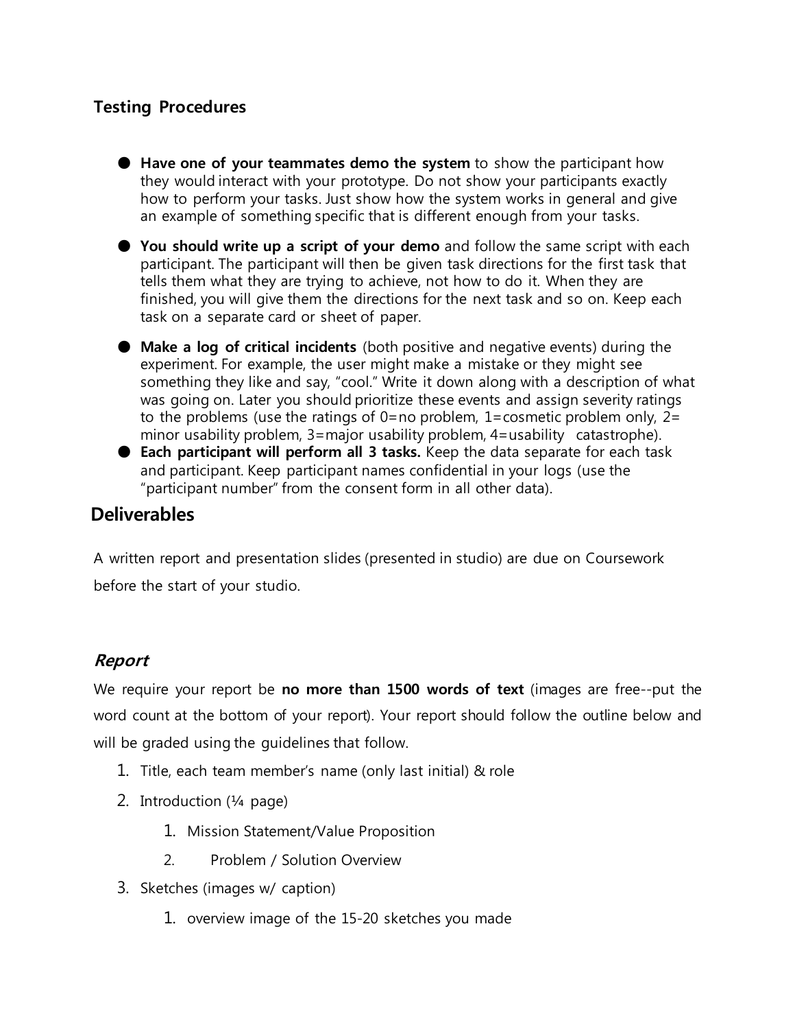## Testing Procedures

- **Have one of your teammates demo the system** to show the participant how they would interact with your prototype. Do not show your participants exactly how to perform your tasks. Just show how the system works in general and give an example of something specific that is different enough from your tasks.
- **You should write up a script of your demo** and follow the same script with each participant. The participant will then be given task directions for the first task that tells them what they are trying to achieve, not how to do it. When they are finished, you will give them the directions for the next task and so on. Keep each task on a separate card or sheet of paper.
- **Make a log of critical incidents** (both positive and negative events) during the experiment. For example, the user might make a mistake or they might see something they like and say, "cool." Write it down along with a description of what was going on. Later you should prioritize these events and assign severity ratings to the problems (use the ratings of 0=no problem, 1=cosmetic problem only, 2= minor usability problem, 3=major usability problem, 4=usability catastrophe).
- **Each participant will perform all 3 tasks.** Keep the data separate for each task and participant. Keep participant names confidential in your logs (use the "participant number" from the consent form in all other data).

## Deliverables

A written report and presentation slides (presented in studio) are due on Coursework before the start of your studio.

### *Report*

We require your report be **no more than 1500 words of text** (images are free--put the word count at the bottom of your report). Your report should follow the outline below and will be graded using the guidelines that follow.

1. Title, each team member's name (only last initial) & role
2. Introduction (¼ page)
    1. Mission Statement/Value Proposition
    2. Problem / Solution Overview
3. Sketches (images w/ caption)
    1. overview image of the 15-20 sketches you made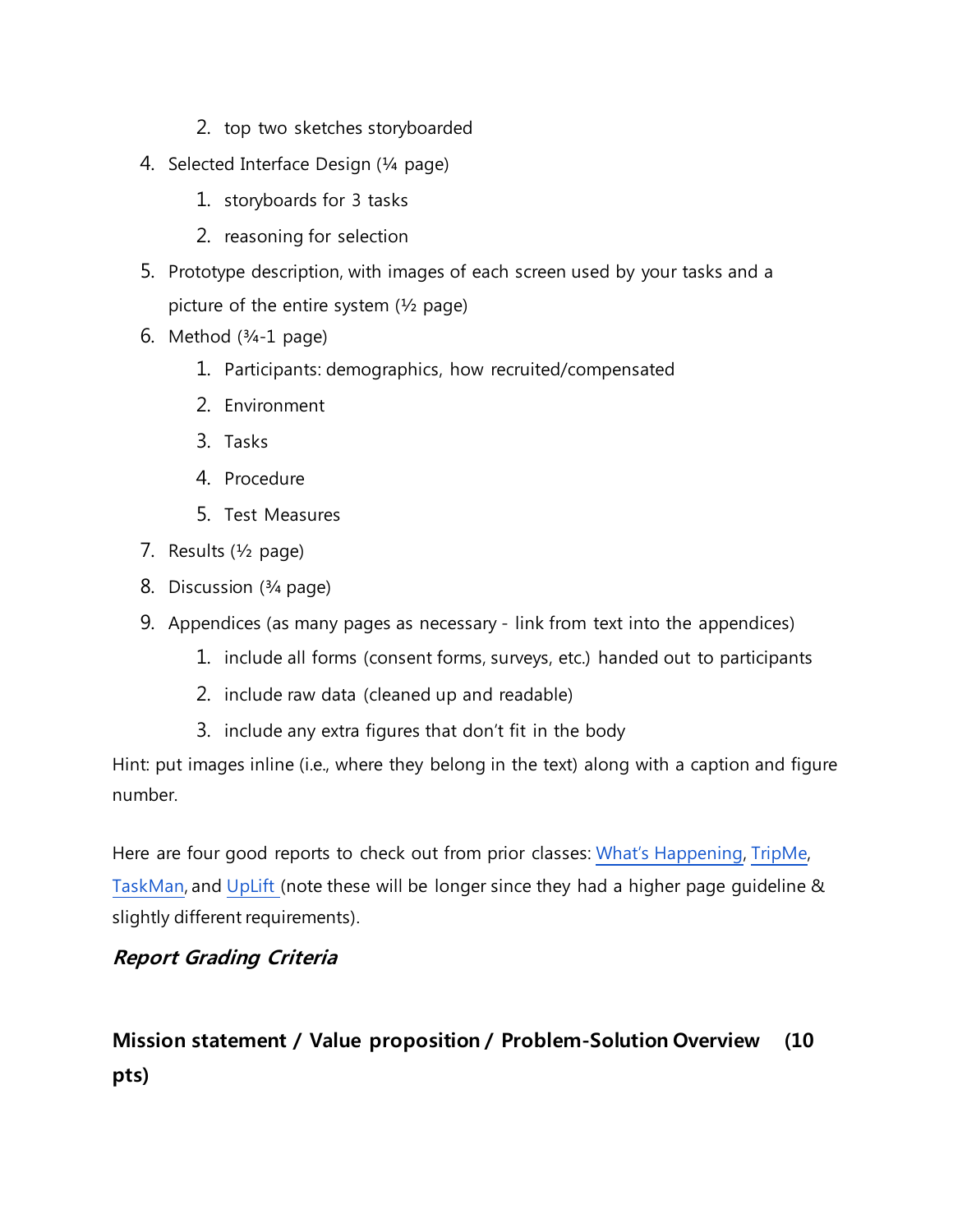2. top two sketches storyboarded
4. Selected Interface Design (¼ page)
   1. storyboards for 3 tasks
   2. reasoning for selection
5. Prototype description, with images of each screen used by your tasks and a picture of the entire system (½ page)
6. Method (¾-1 page)
   1. Participants: demographics, how recruited/compensated
   2. Environment
   3. Tasks
   4. Procedure
   5. Test Measures
7. Results (½ page)
8. Discussion (¾ page)
9. Appendices (as many pages as necessary - link from text into the appendices)
   1. include all forms (consent forms, surveys, etc.) handed out to participants
   2. include raw data (cleaned up and readable)
   3. include any extra figures that don't fit in the body

Hint: put images inline (i.e., where they belong in the text) along with a caption and figure number.

Here are four good reports to check out from prior classes: What's Happening, TripMe, TaskMan, and UpLift (note these will be longer since they had a higher page guideline & slightly different requirements).

### *Report Grading Criteria*

**Mission statement / Value proposition / Problem-Solution Overview (10 pts)**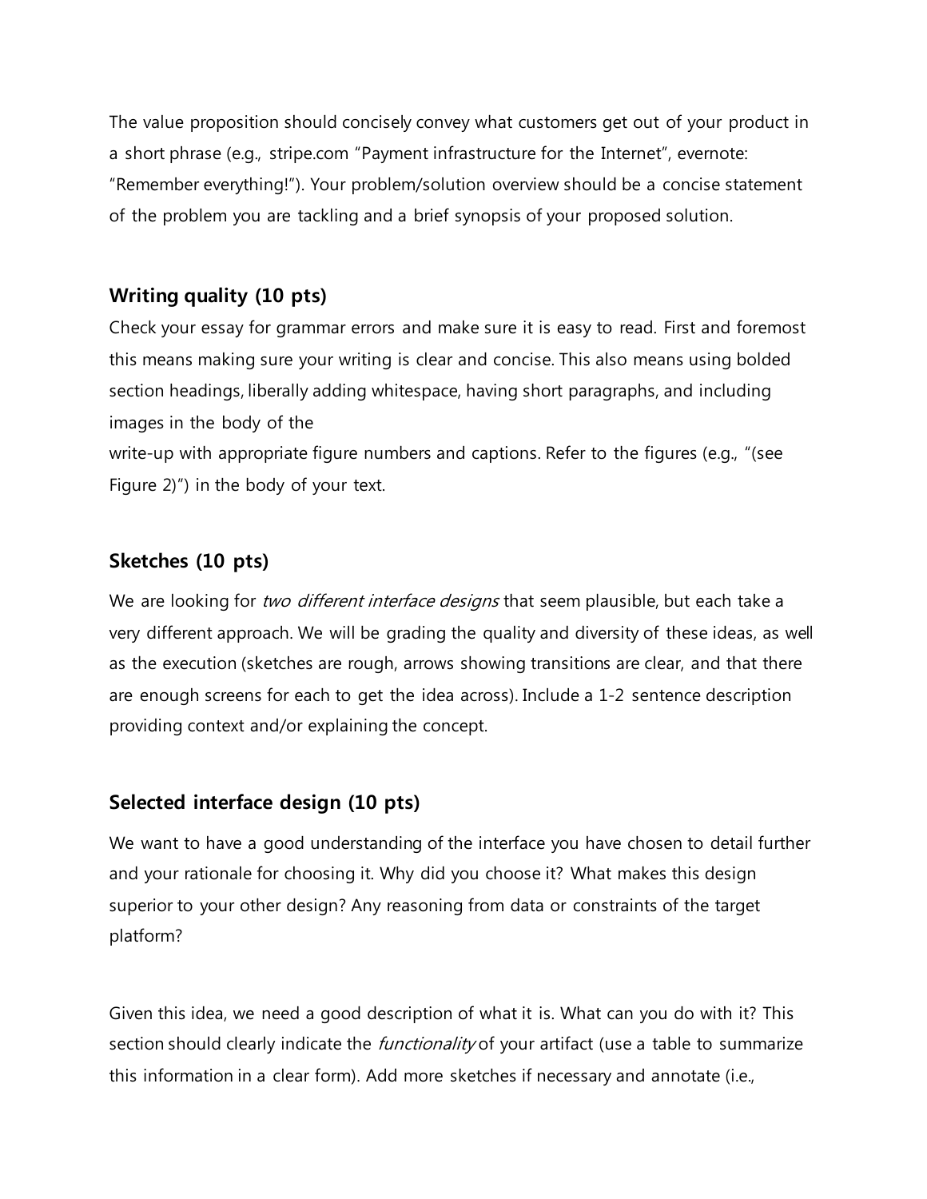The value proposition should concisely convey what customers get out of your product in a short phrase (e.g., stripe.com "Payment infrastructure for the Internet", evernote: "Remember everything!"). Your problem/solution overview should be a concise statement of the problem you are tackling and a brief synopsis of your proposed solution.

### Writing quality (10 pts)

Check your essay for grammar errors and make sure it is easy to read. First and foremost this means making sure your writing is clear and concise. This also means using bolded section headings, liberally adding whitespace, having short paragraphs, and including images in the body of the write-up with appropriate figure numbers and captions. Refer to the figures (e.g., "(see Figure 2)") in the body of your text.

### Sketches (10 pts)

We are looking for *two different interface designs* that seem plausible, but each take a very different approach. We will be grading the quality and diversity of these ideas, as well as the execution (sketches are rough, arrows showing transitions are clear, and that there are enough screens for each to get the idea across). Include a 1-2 sentence description providing context and/or explaining the concept.

### Selected interface design (10 pts)

We want to have a good understanding of the interface you have chosen to detail further and your rationale for choosing it. Why did you choose it? What makes this design superior to your other design? Any reasoning from data or constraints of the target platform?

Given this idea, we need a good description of what it is. What can you do with it? This section should clearly indicate the *functionality* of your artifact (use a table to summarize this information in a clear form). Add more sketches if necessary and annotate (i.e.,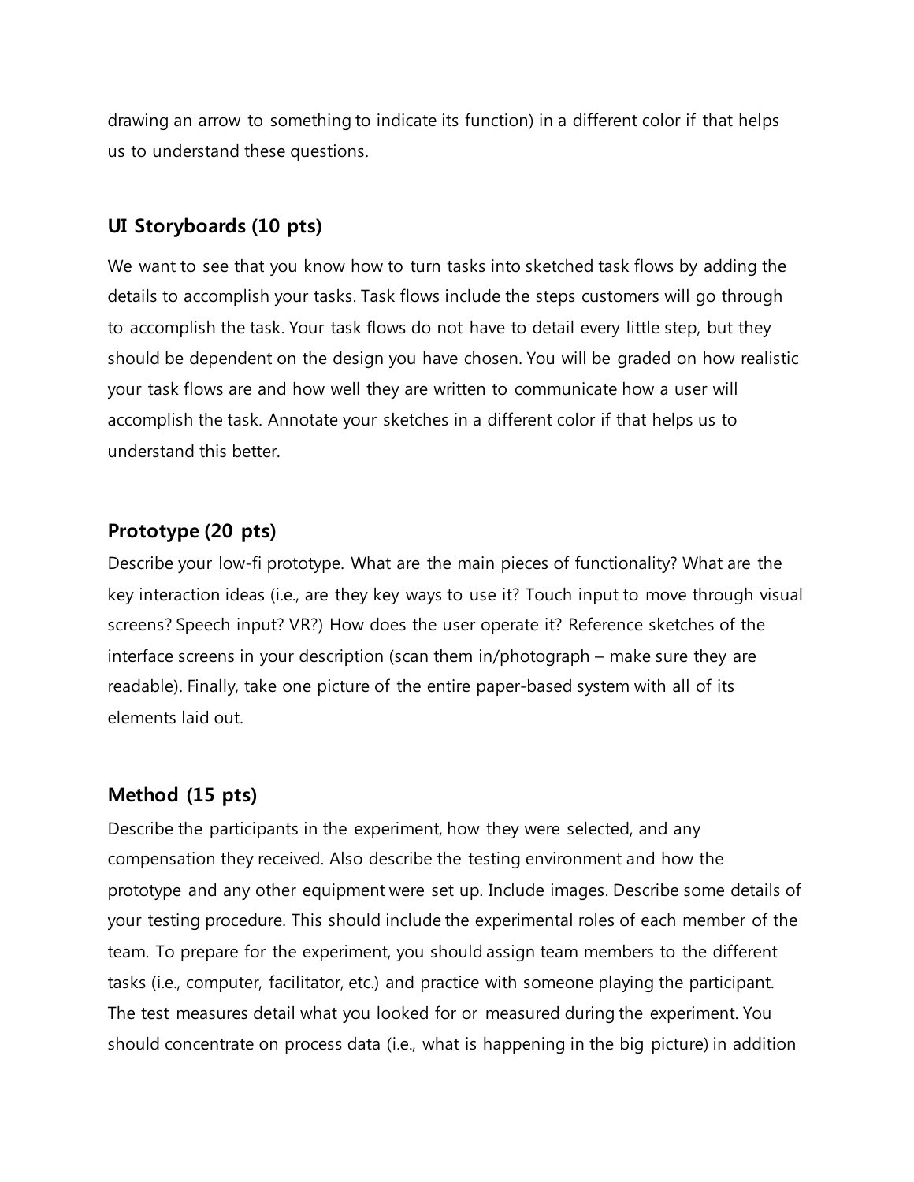drawing an arrow to something to indicate its function) in a different color if that helps us to understand these questions.

### UI Storyboards (10 pts)

We want to see that you know how to turn tasks into sketched task flows by adding the details to accomplish your tasks. Task flows include the steps customers will go through to accomplish the task. Your task flows do not have to detail every little step, but they should be dependent on the design you have chosen. You will be graded on how realistic your task flows are and how well they are written to communicate how a user will accomplish the task. Annotate your sketches in a different color if that helps us to understand this better.

### Prototype (20 pts)

Describe your low-fi prototype. What are the main pieces of functionality? What are the key interaction ideas (i.e., are they key ways to use it? Touch input to move through visual screens? Speech input? VR?) How does the user operate it? Reference sketches of the interface screens in your description (scan them in/photograph – make sure they are readable). Finally, take one picture of the entire paper-based system with all of its elements laid out.

### Method (15 pts)

Describe the participants in the experiment, how they were selected, and any compensation they received. Also describe the testing environment and how the prototype and any other equipment were set up. Include images. Describe some details of your testing procedure. This should include the experimental roles of each member of the team. To prepare for the experiment, you should assign team members to the different tasks (i.e., computer, facilitator, etc.) and practice with someone playing the participant. The test measures detail what you looked for or measured during the experiment. You should concentrate on process data (i.e., what is happening in the big picture) in addition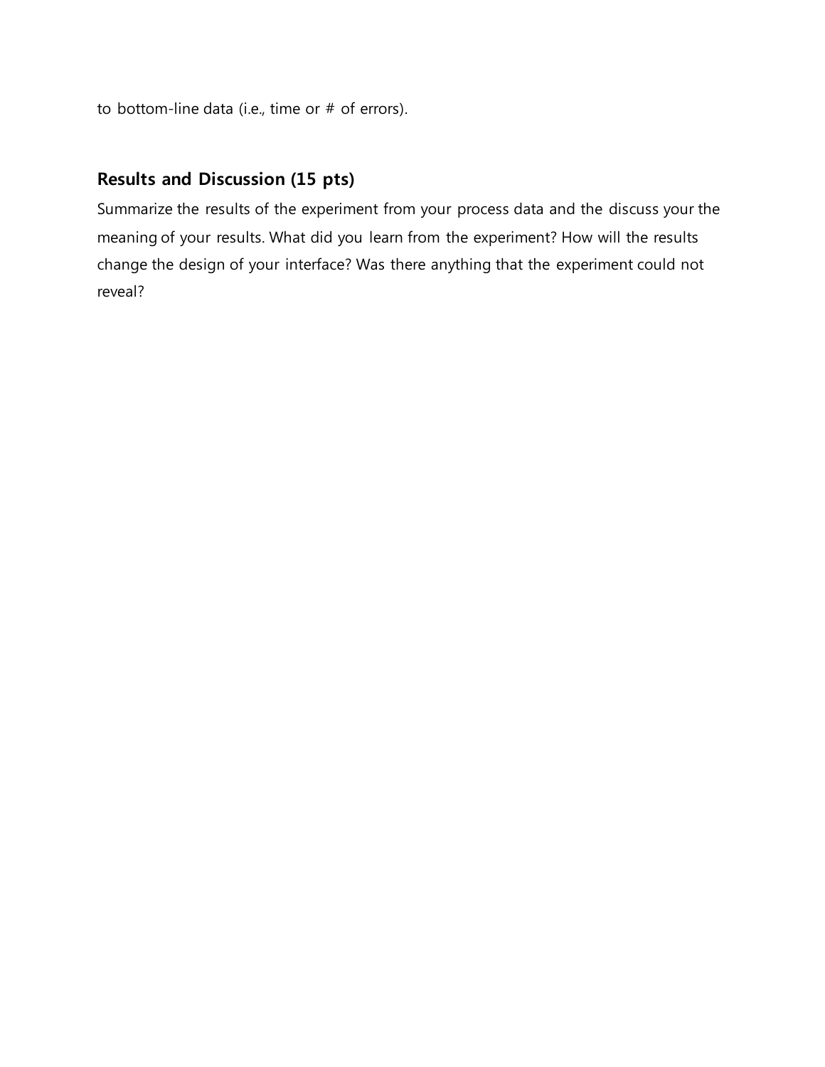to bottom-line data (i.e., time or # of errors).

## Results and Discussion (15 pts)

Summarize the results of the experiment from your process data and the discuss your the meaning of your results. What did you learn from the experiment? How will the results change the design of your interface? Was there anything that the experiment could not reveal?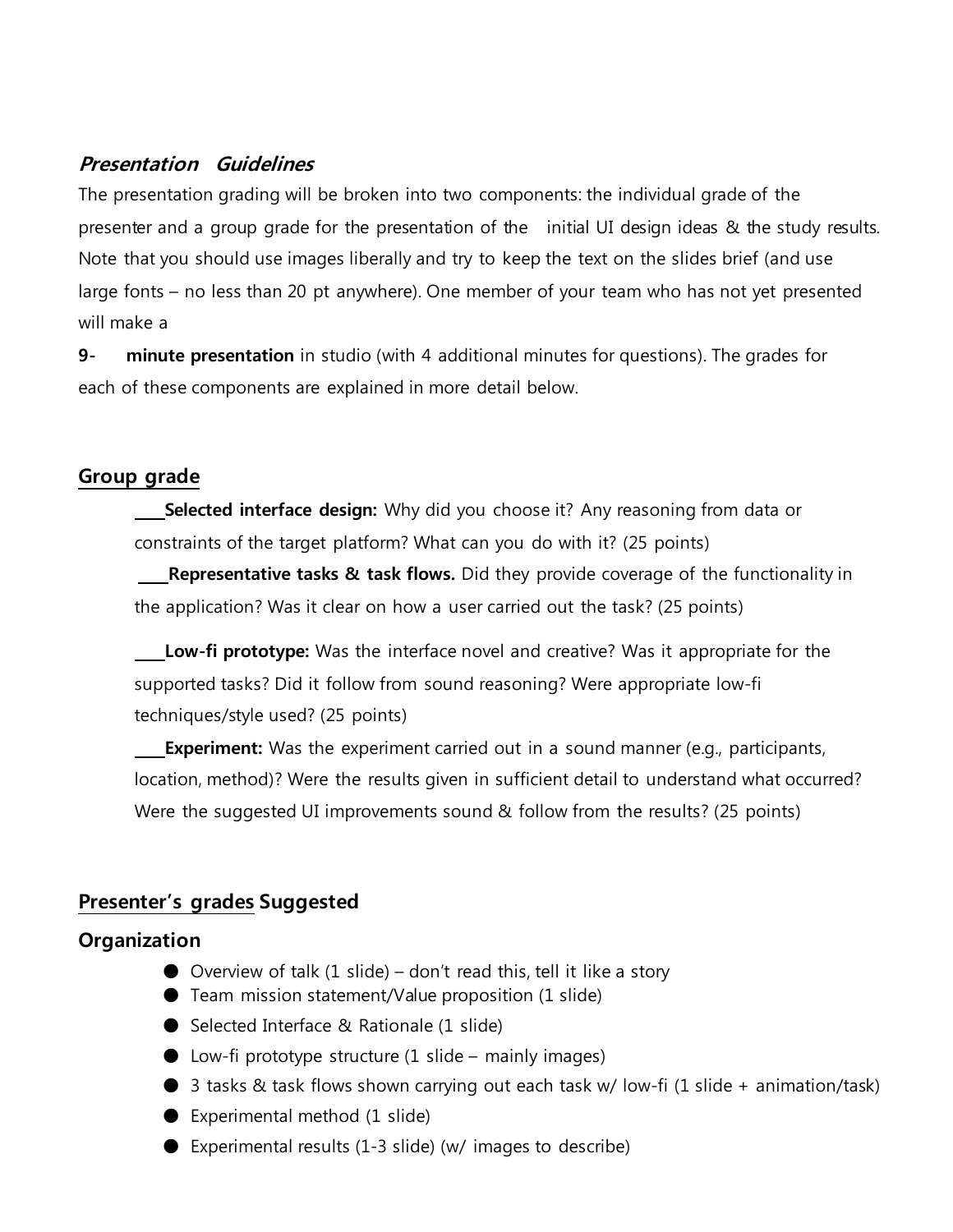***Presentation Guidelines***

The presentation grading will be broken into two components: the individual grade of the presenter and a group grade for the presentation of the initial UI design ideas & the study results. Note that you should use images liberally and try to keep the text on the slides brief (and use large fonts – no less than 20 pt anywhere). One member of your team who has not yet presented will make a

**9- minute presentation** in studio (with 4 additional minutes for questions). The grades for each of these components are explained in more detail below.

## Group grade

____**Selected interface design:** Why did you choose it? Any reasoning from data or constraints of the target platform? What can you do with it? (25 points)

____**Representative tasks & task flows.** Did they provide coverage of the functionality in the application? Was it clear on how a user carried out the task? (25 points)

____**Low-fi prototype:** Was the interface novel and creative? Was it appropriate for the supported tasks? Did it follow from sound reasoning? Were appropriate low-fi techniques/style used? (25 points)

____**Experiment:** Was the experiment carried out in a sound manner (e.g., participants, location, method)? Were the results given in sufficient detail to understand what occurred? Were the suggested UI improvements sound & follow from the results? (25 points)

## Presenter's grades Suggested

### Organization

- Overview of talk (1 slide) – don't read this, tell it like a story
- Team mission statement/Value proposition (1 slide)
- Selected Interface & Rationale (1 slide)
- Low-fi prototype structure (1 slide – mainly images)
- 3 tasks & task flows shown carrying out each task w/ low-fi (1 slide + animation/task)
- Experimental method (1 slide)
- Experimental results (1-3 slide) (w/ images to describe)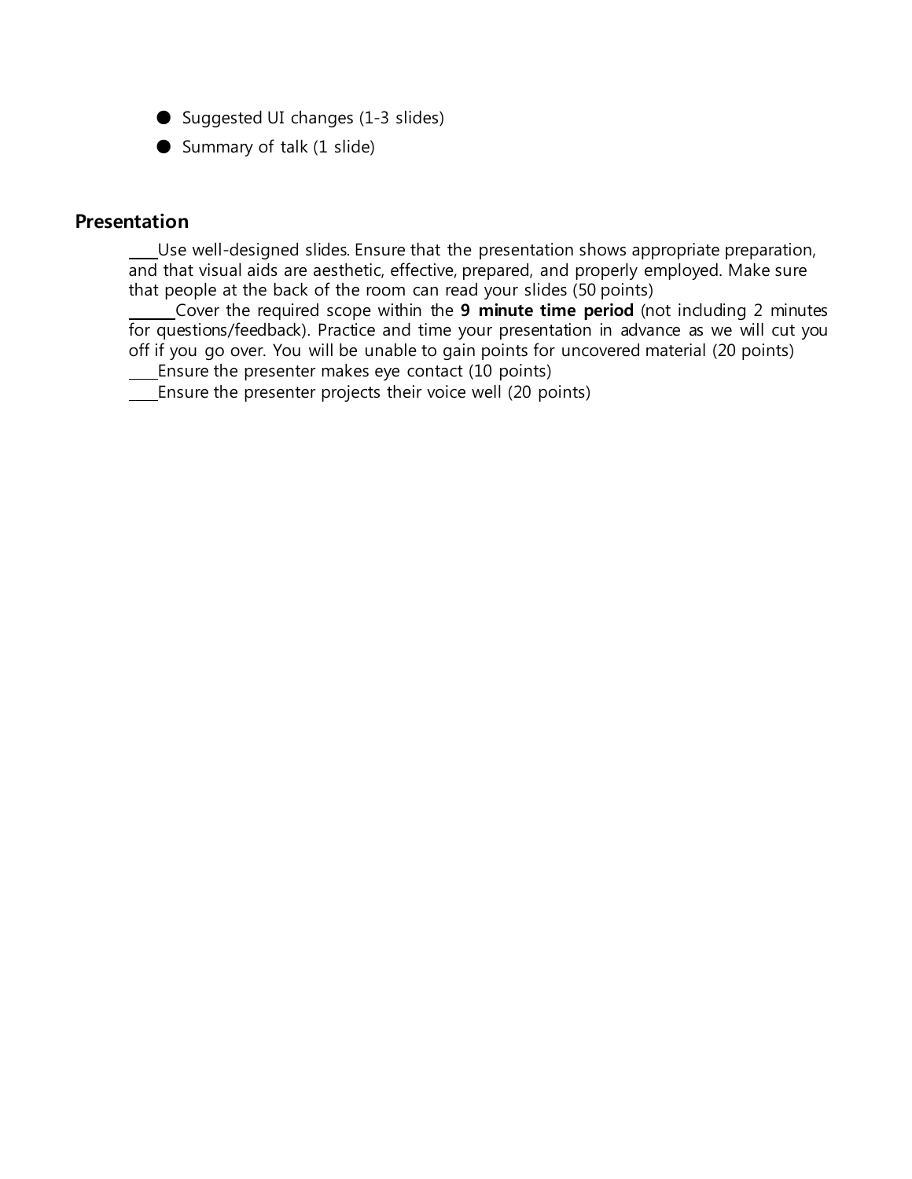- Suggested UI changes (1-3 slides)
- Summary of talk (1 slide)

### Presentation

____Use well-designed slides. Ensure that the presentation shows appropriate preparation, and that visual aids are aesthetic, effective, prepared, and properly employed. Make sure that people at the back of the room can read your slides (50 points)

______Cover the required scope within the **9 minute time period** (not including 2 minutes for questions/feedback). Practice and time your presentation in advance as we will cut you off if you go over. You will be unable to gain points for uncovered material (20 points)

____Ensure the presenter makes eye contact (10 points)

____Ensure the presenter projects their voice well (20 points)